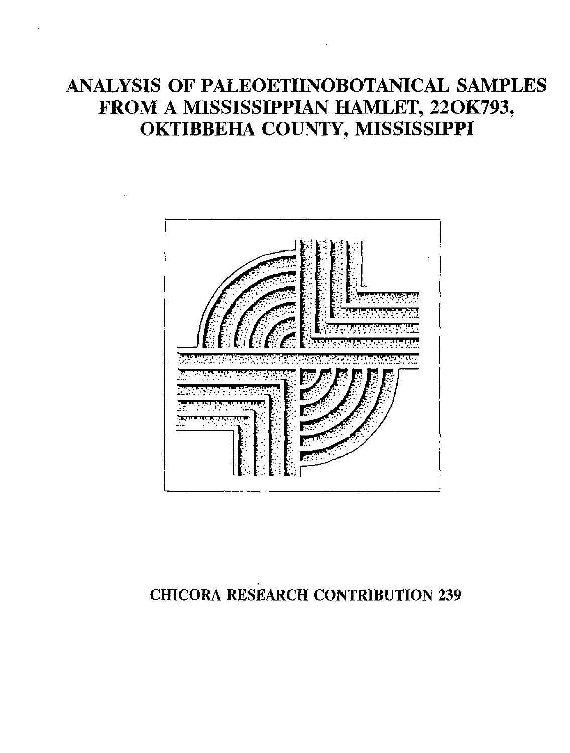# ANALYSIS OF PALEOETHNOBOTANICAL SAMPLES FROM A MISSISSIPPIAN HAMLET, 22OK793, OKTIBBEHA COUNTY, MISSISSIPPI

CHICORA RESEARCH CONTRIBUTION 239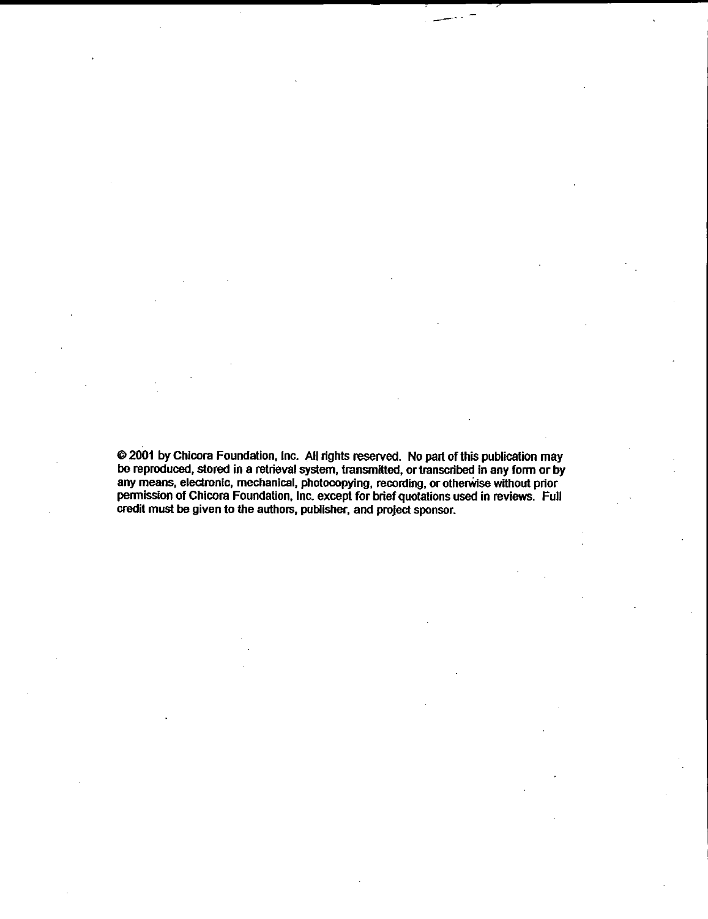© 2001 by Chicora Foundation, Inc. All rights reserved. No part of this publication may be reproduced, stored in a retrieval system, transmitted, or transcribed in any form or by any means, electronic, mechanical, photocopying, recording, or otherwise without prior permission of Chicora Foundation, Inc. except for brief quotations used in reviews. Full credit must be given to the authors, publisher, and project sponsor.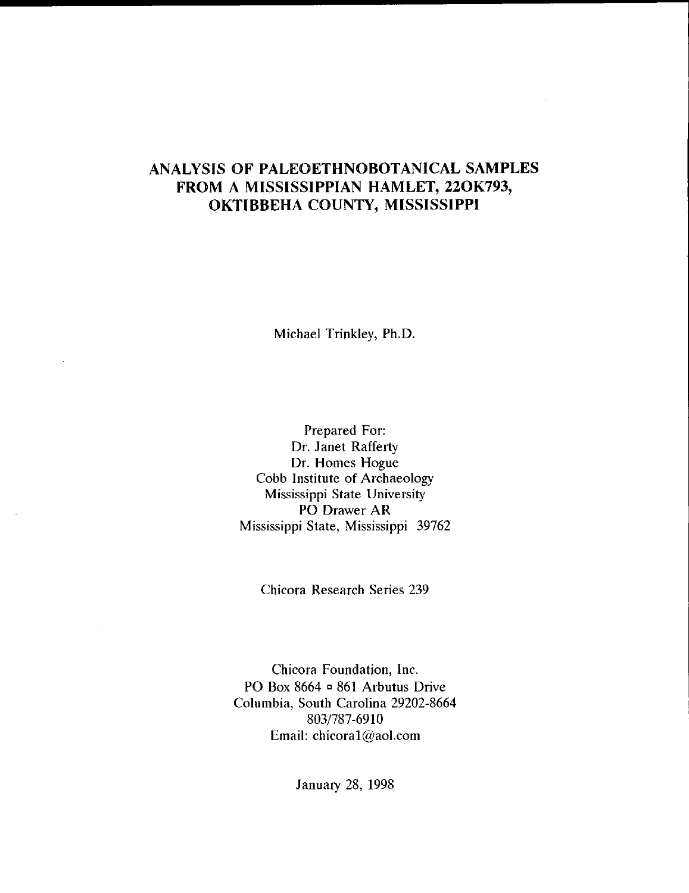# ANALYSIS OF PALEOETHNOBOTANICAL SAMPLES FROM A MISSISSIPPIAN HAMLET, 22OK793, OKTIBBEHA COUNTY, MISSISSIPPI

Michael Trinkley, Ph.D.

Prepared For:
Dr. Janet Rafferty
Dr. Homes Hogue
Cobb Institute of Archaeology
Mississippi State University
PO Drawer AR
Mississippi State, Mississippi 39762

Chicora Research Series 239

Chicora Foundation, Inc.
PO Box 8664 ▫ 861 Arbutus Drive
Columbia, South Carolina 29202-8664
803/787-6910
Email: chicora1@aol.com

January 28, 1998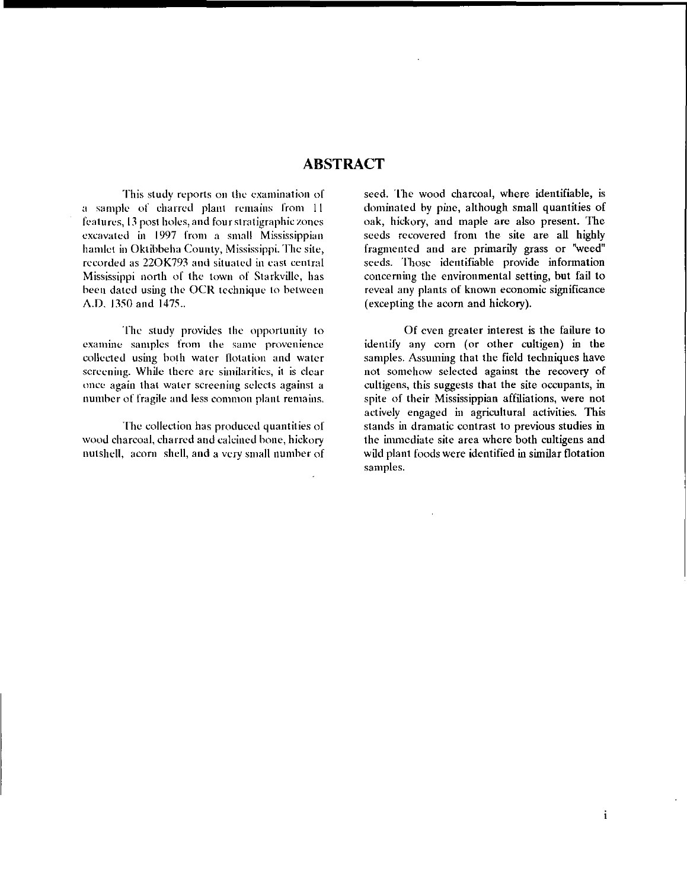## ABSTRACT

This study reports on the examination of a sample of charred plant remains from 11 features, 13 post holes, and four stratigraphic zones excavated in 1997 from a small Mississippian hamlet in Oktibbeha County, Mississippi. The site, recorded as 22OK793 and situated in east central Mississippi north of the town of Starkville, has been dated using the OCR technique to between A.D. 1350 and 1475..

The study provides the opportunity to examine samples from the same provenience collected using both water flotation and water screening. While there are similarities, it is clear once again that water screening selects against a number of fragile and less common plant remains.

The collection has produced quantities of wood charcoal, charred and calcined bone, hickory nutshell, acorn shell, and a very small number of seed. The wood charcoal, where identifiable, is dominated by pine, although small quantities of oak, hickory, and maple are also present. The seeds recovered from the site are all highly fragmented and are primarily grass or "weed" seeds. Those identifiable provide information concerning the environmental setting, but fail to reveal any plants of known economic significance (excepting the acorn and hickory).

Of even greater interest is the failure to identify any corn (or other cultigen) in the samples. Assuming that the field techniques have not somehow selected against the recovery of cultigens, this suggests that the site occupants, in spite of their Mississippian affiliations, were not actively engaged in agricultural activities. This stands in dramatic contrast to previous studies in the immediate site area where both cultigens and wild plant foods were identified in similar flotation samples.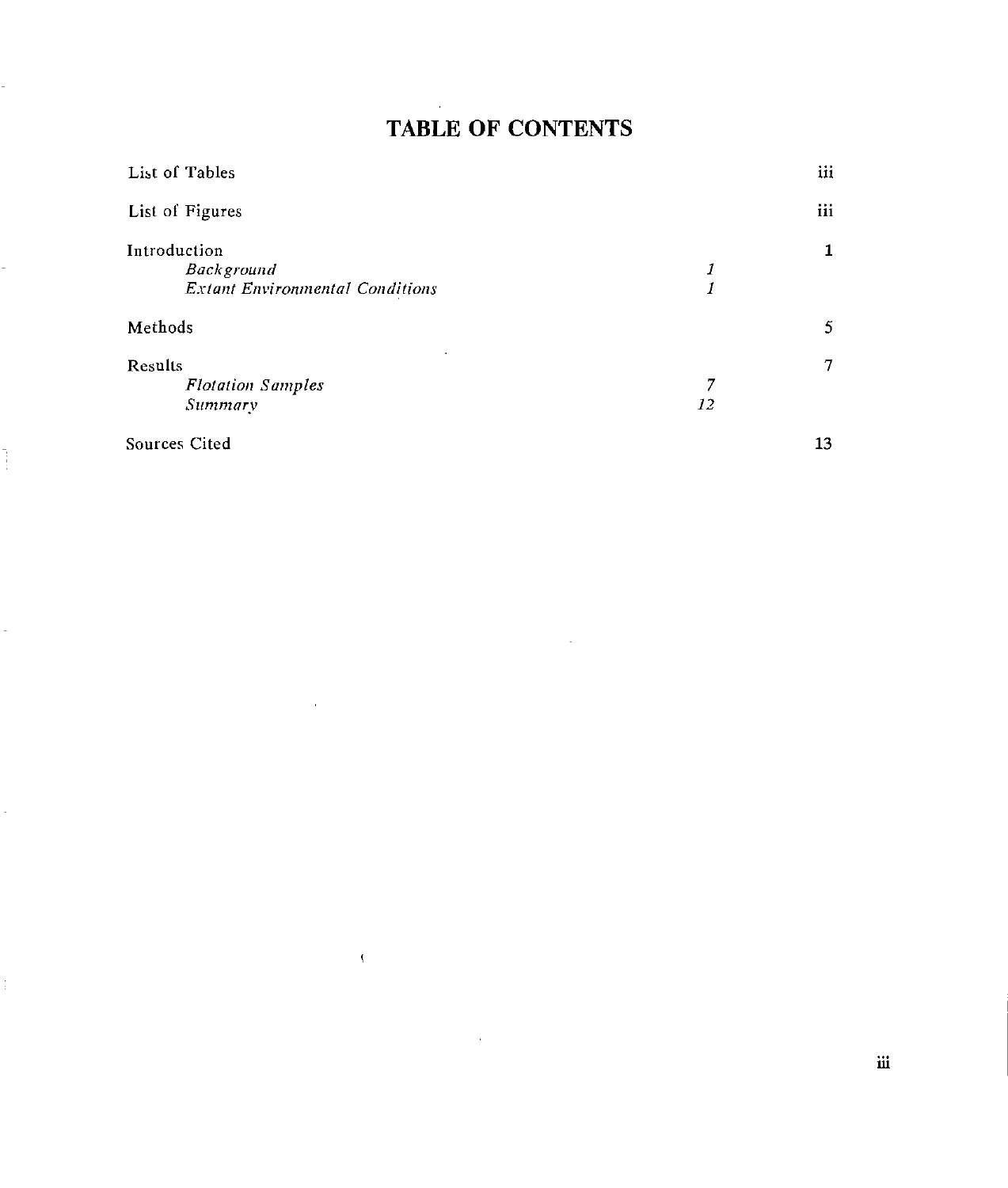# TABLE OF CONTENTS

| | | |
|---|---|---|
| List of Tables | | iii |
| List of Figures | | iii |
| Introduction | | **1** |
| *Background* | *1* | |
| *Extant Environmental Conditions* | *1* | |
| Methods | | 5 |
| Results | | 7 |
| *Flotation Samples* | *7* | |
| *Summary* | *12* | |
| Sources Cited | | **13** |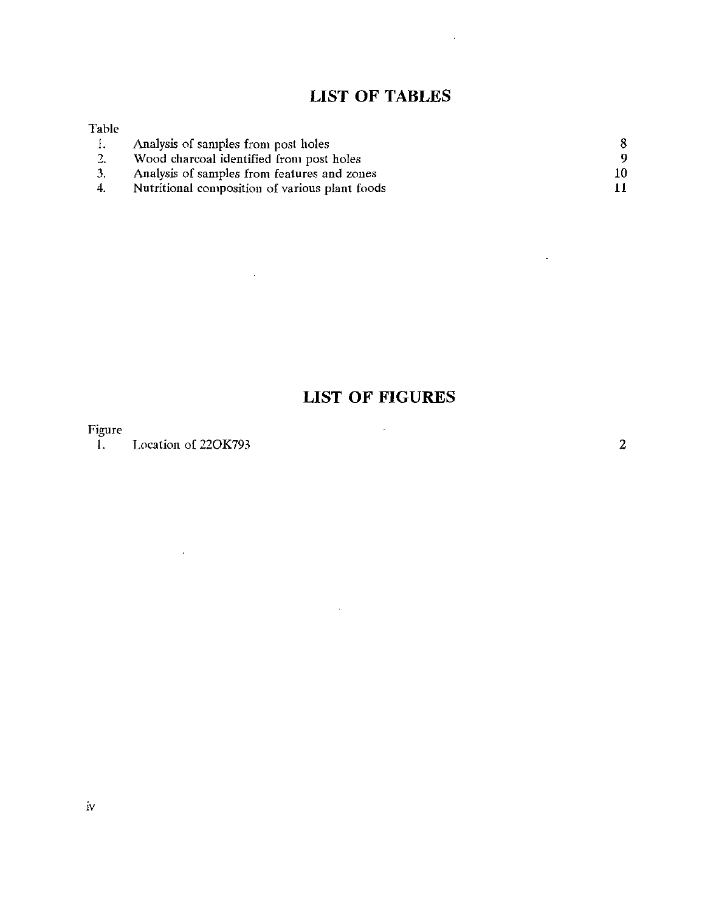# LIST OF TABLES

| Table | | |
|---|---|---|
| 1. | Analysis of samples from post holes | 8 |
| 2. | Wood charcoal identified from post holes | 9 |
| 3. | Analysis of samples from features and zones | 10 |
| 4. | Nutritional composition of various plant foods | 11 |

# LIST OF FIGURES

| Figure | | |
|---|---|---|
| 1. | Location of 22OK793 | 2 |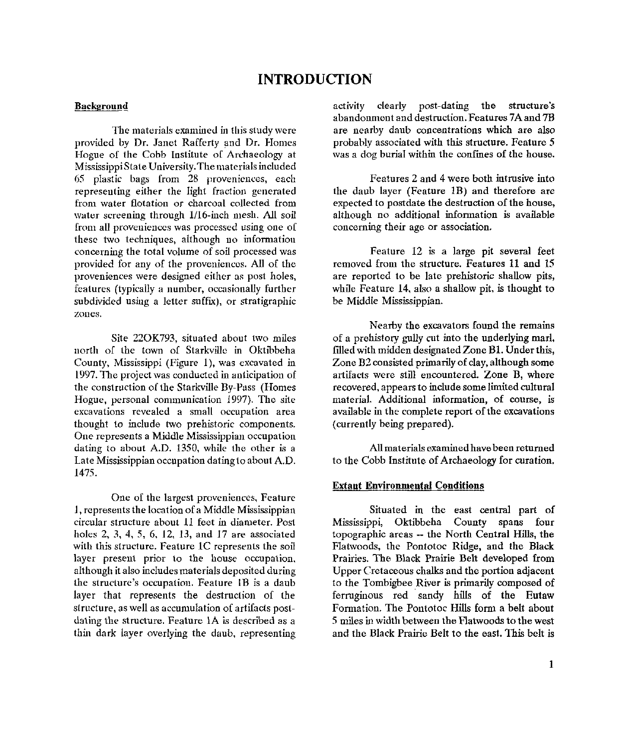# INTRODUCTION

## Background

The materials examined in this study were provided by Dr. Janet Rafferty and Dr. Homes Hogue of the Cobb Institute of Archaeology at Mississippi State University. The materials included 65 plastic bags from 28 proveniences, each representing either the light fraction generated from water flotation or charcoal collected from water screening through 1/16-inch mesh. All soil from all proveniences was processed using one of these two techniques, although no information concerning the total volume of soil processed was provided for any of the proveniences. All of the proveniences were designed either as post holes, features (typically a number, occasionally further subdivided using a letter suffix), or stratigraphic zones.

Site 22OK793, situated about two miles north of the town of Starkville in Oktibbeha County, Mississippi (Figure 1), was excavated in 1997. The project was conducted in anticipation of the construction of the Starkville By-Pass (Homes Hogue, personal communication 1997). The site excavations revealed a small occupation area thought to include two prehistoric components. One represents a Middle Mississippian occupation dating to about A.D. 1350, while the other is a Late Mississippian occupation dating to about A.D. 1475.

One of the largest proveniences, Feature 1, represents the location of a Middle Mississippian circular structure about 11 feet in diameter. Post holes 2, 3, 4, 5, 6, 12, 13, and 17 are associated with this structure. Feature 1C represents the soil layer present prior to the house occupation, although it also includes materials deposited during the structure's occupation. Feature 1B is a daub layer that represents the destruction of the structure, as well as accumulation of artifacts post-dating the structure. Feature 1A is described as a thin dark layer overlying the daub, representing activity clearly post-dating the structure's abandonment and destruction. Features 7A and 7B are nearby daub concentrations which are also probably associated with this structure. Feature 5 was a dog burial within the confines of the house.

Features 2 and 4 were both intrusive into the daub layer (Feature 1B) and therefore are expected to postdate the destruction of the house, although no additional information is available concerning their age or association.

Feature 12 is a large pit several feet removed from the structure. Features 11 and 15 are reported to be late prehistoric shallow pits, while Feature 14, also a shallow pit, is thought to be Middle Mississippian.

Nearby the excavators found the remains of a prehistory gully cut into the underlying marl, filled with midden designated Zone B1. Under this, Zone B2 consisted primarily of clay, although some artifacts were still encountered. Zone B, where recovered, appears to include some limited cultural material. Additional information, of course, is available in the complete report of the excavations (currently being prepared).

All materials examined have been returned to the Cobb Institute of Archaeology for curation.

## Extant Environmental Conditions

Situated in the east central part of Mississippi, Oktibbeha County spans four topographic areas -- the North Central Hills, the Flatwoods, the Pontotoc Ridge, and the Black Prairies. The Black Prairie Belt developed from Upper Cretaceous chalks and the portion adjacent to the Tombigbee River is primarily composed of ferruginous red sandy hills of the Eutaw Formation. The Pontotoc Hills form a belt about 5 miles in width between the Flatwoods to the west and the Black Prairie Belt to the east. This belt is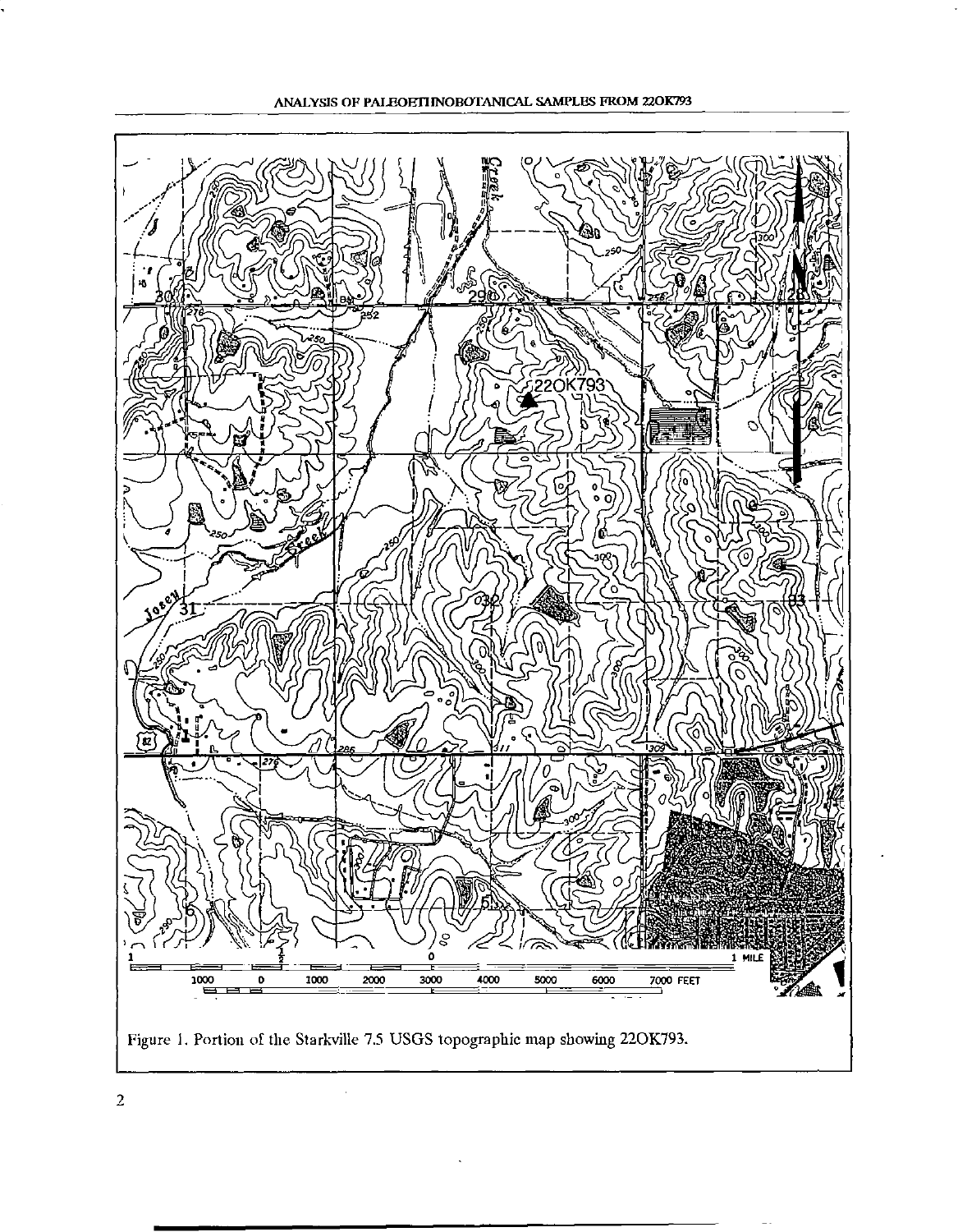Figure 1. Portion of the Starkville 7.5 USGS topographic map showing 22OK793.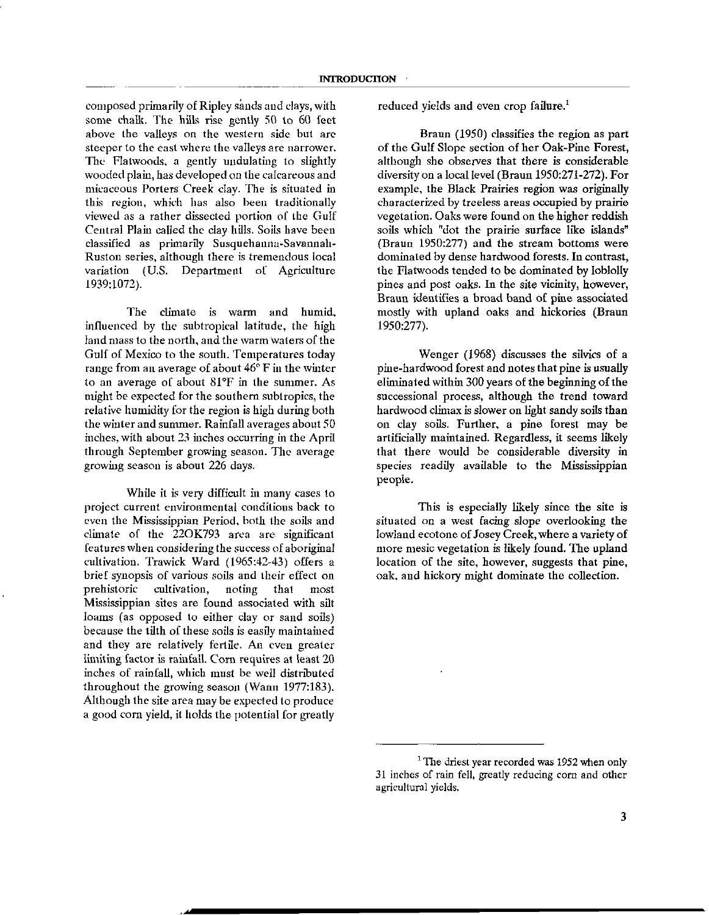composed primarily of Ripley sands and clays, with some chalk. The hills rise gently 50 to 60 feet above the valleys on the western side but are steeper to the east where the valleys are narrower. The Flatwoods, a gently undulating to slightly wooded plain, has developed on the calcareous and micaceous Porters Creek clay. The is situated in this region, which has also been traditionally viewed as a rather dissected portion of the Gulf Central Plain called the clay hills. Soils have been classified as primarily Susquehanna-Savannah-Ruston series, although there is tremendous local variation (U.S. Department of Agriculture 1939:1072).

The climate is warm and humid, influenced by the subtropical latitude, the high land mass to the north, and the warm waters of the Gulf of Mexico to the south. Temperatures today range from an average of about 46° F in the winter to an average of about 81°F in the summer. As might be expected for the southern subtropics, the relative humidity for the region is high during both the winter and summer. Rainfall averages about 50 inches, with about 23 inches occurring in the April through September growing season. The average growing season is about 226 days.

While it is very difficult in many cases to project current environmental conditions back to even the Mississippian Period, both the soils and climate of the 22OK793 area are significant features when considering the success of aboriginal cultivation. Trawick Ward (1965:42-43) offers a brief synopsis of various soils and their effect on prehistoric cultivation, noting that most Mississippian sites are found associated with silt loams (as opposed to either clay or sand soils) because the tilth of these soils is easily maintained and they are relatively fertile. An even greater limiting factor is rainfall. Corn requires at least 20 inches of rainfall, which must be well distributed throughout the growing season (Wann 1977:183). Although the site area may be expected to produce a good corn yield, it holds the potential for greatly reduced yields and even crop failure.[1]

Braun (1950) classifies the region as part of the Gulf Slope section of her Oak-Pine Forest, although she observes that there is considerable diversity on a local level (Braun 1950:271-272). For example, the Black Prairies region was originally characterized by treeless areas occupied by prairie vegetation. Oaks were found on the higher reddish soils which "dot the prairie surface like islands" (Braun 1950:277) and the stream bottoms were dominated by dense hardwood forests. In contrast, the Flatwoods tended to be dominated by loblolly pines and post oaks. In the site vicinity, however, Braun identifies a broad band of pine associated mostly with upland oaks and hickories (Braun 1950:277).

Wenger (1968) discusses the silvics of a pine-hardwood forest and notes that pine is usually eliminated within 300 years of the beginning of the successional process, although the trend toward hardwood climax is slower on light sandy soils than on clay soils. Further, a pine forest may be artificially maintained. Regardless, it seems likely that there would be considerable diversity in species readily available to the Mississippian people.

This is especially likely since the site is situated on a west facing slope overlooking the lowland ecotone of Josey Creek, where a variety of more mesic vegetation is likely found. The upland location of the site, however, suggests that pine, oak, and hickory might dominate the collection.

[1] The driest year recorded was 1952 when only 31 inches of rain fell, greatly reducing corn and other agricultural yields.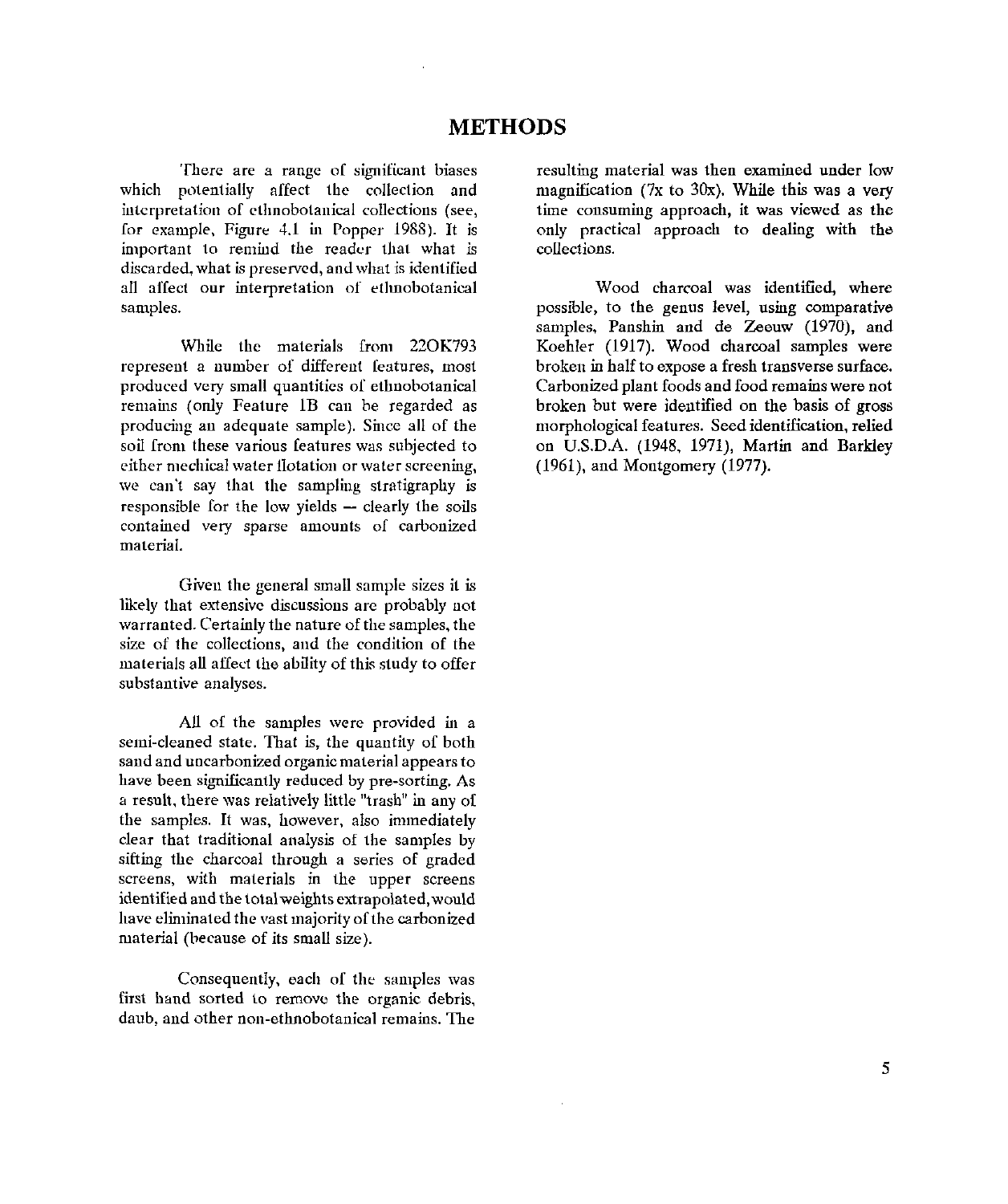# METHODS

There are a range of significant biases which potentially affect the collection and interpretation of ethnobotanical collections (see, for example, Figure 4.1 in Popper 1988). It is important to remind the reader that what is discarded, what is preserved, and what is identified all affect our interpretation of ethnobotanical samples.

While the materials from 22OK793 represent a number of different features, most produced very small quantities of ethnobotanical remains (only Feature 1B can be regarded as producing an adequate sample). Since all of the soil from these various features was subjected to either mechical water flotation or water screening, we can't say that the sampling stratigraphy is responsible for the low yields -- clearly the soils contained very sparse amounts of carbonized material.

Given the general small sample sizes it is likely that extensive discussions are probably not warranted. Certainly the nature of the samples, the size of the collections, and the condition of the materials all affect the ability of this study to offer substantive analyses.

All of the samples were provided in a semi-cleaned state. That is, the quantity of both sand and uncarbonized organic material appears to have been significantly reduced by pre-sorting. As a result, there was relatively little "trash" in any of the samples. It was, however, also immediately clear that traditional analysis of the samples by sifting the charcoal through a series of graded screens, with materials in the upper screens identified and the total weights extrapolated, would have eliminated the vast majority of the carbonized material (because of its small size).

Consequently, each of the samples was first hand sorted to remove the organic debris, daub, and other non-ethnobotanical remains. The resulting material was then examined under low magnification (7x to 30x). While this was a very time consuming approach, it was viewed as the only practical approach to dealing with the collections.

Wood charcoal was identified, where possible, to the genus level, using comparative samples, Panshin and de Zeeuw (1970), and Koehler (1917). Wood charcoal samples were broken in half to expose a fresh transverse surface. Carbonized plant foods and food remains were not broken but were identified on the basis of gross morphological features. Seed identification, relied on U.S.D.A. (1948, 1971), Martin and Barkley (1961), and Montgomery (1977).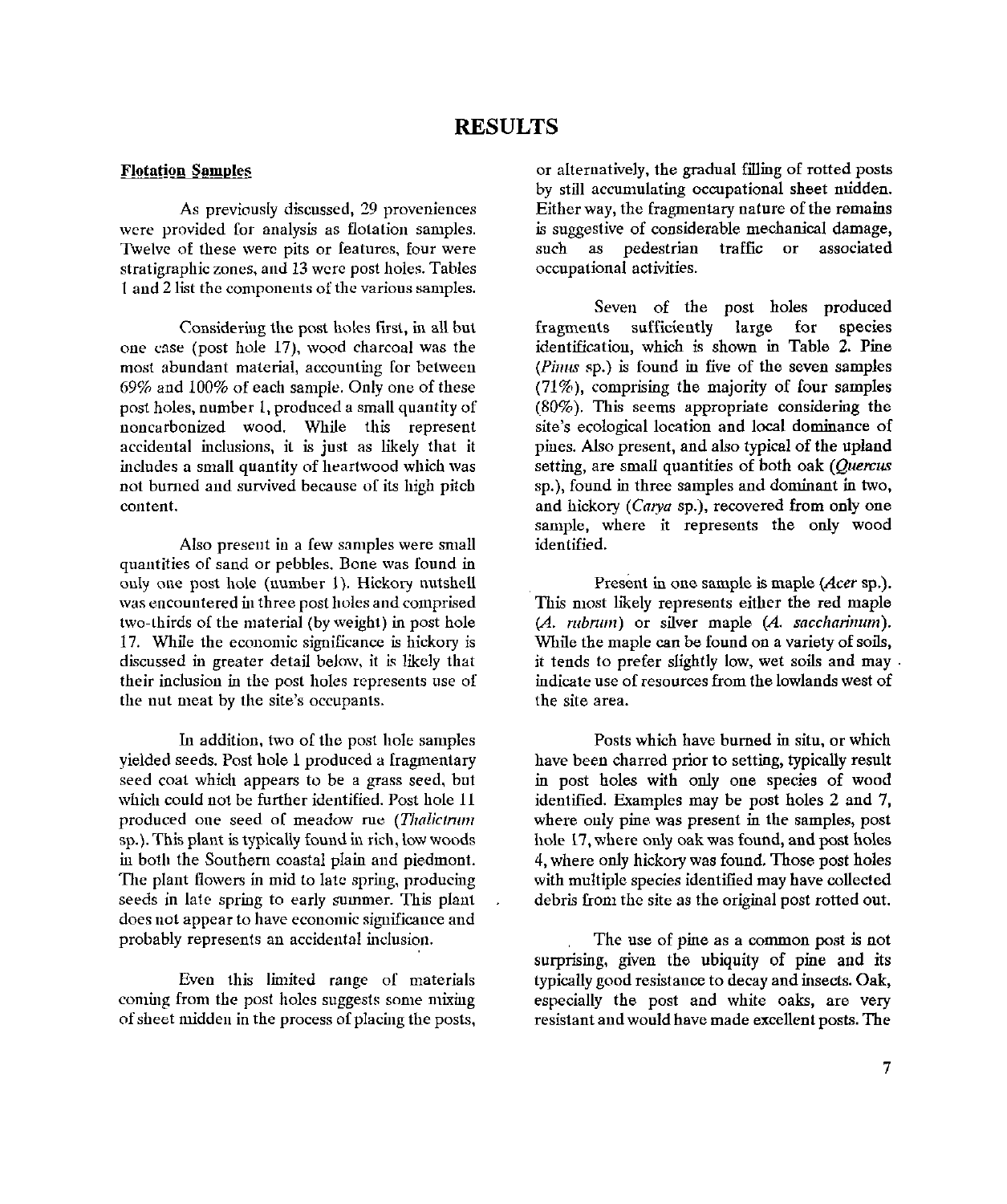# RESULTS

### Flotation Samples

As previously discussed, 29 proveniences were provided for analysis as flotation samples. Twelve of these were pits or features, four were stratigraphic zones, and 13 were post holes. Tables 1 and 2 list the components of the various samples.

Considering the post holes first, in all but one case (post hole 17), wood charcoal was the most abundant material, accounting for between 69% and 100% of each sample. Only one of these post holes, number 1, produced a small quantity of noncarbonized wood. While this represent accidental inclusions, it is just as likely that it includes a small quantity of heartwood which was not burned and survived because of its high pitch content.

Also present in a few samples were small quantities of sand or pebbles. Bone was found in only one post hole (number 1). Hickory nutshell was encountered in three post holes and comprised two-thirds of the material (by weight) in post hole 17. While the economic significance is hickory is discussed in greater detail below, it is likely that their inclusion in the post holes represents use of the nut meat by the site's occupants.

In addition, two of the post hole samples yielded seeds. Post hole 1 produced a fragmentary seed coat which appears to be a grass seed, but which could not be further identified. Post hole 11 produced one seed of meadow rue (*Thalictrum* sp.). This plant is typically found in rich, low woods in both the Southern coastal plain and piedmont. The plant flowers in mid to late spring, producing seeds in late spring to early summer. This plant does not appear to have economic significance and probably represents an accidental inclusion.

Even this limited range of materials coming from the post holes suggests some mixing of sheet midden in the process of placing the posts, or alternatively, the gradual filling of rotted posts by still accumulating occupational sheet midden. Either way, the fragmentary nature of the remains is suggestive of considerable mechanical damage, such as pedestrian traffic or associated occupational activities.

Seven of the post holes produced fragments sufficiently large for species identification, which is shown in Table 2. Pine (*Pinus* sp.) is found in five of the seven samples (71%), comprising the majority of four samples (80%). This seems appropriate considering the site's ecological location and local dominance of pines. Also present, and also typical of the upland setting, are small quantities of both oak (*Quercus* sp.), found in three samples and dominant in two, and hickory (*Carya* sp.), recovered from only one sample, where it represents the only wood identified.

Present in one sample is maple (*Acer* sp.). This most likely represents either the red maple (*A. rubrum*) or silver maple (*A. saccharinum*). While the maple can be found on a variety of soils, it tends to prefer slightly low, wet soils and may indicate use of resources from the lowlands west of the site area.

Posts which have burned in situ, or which have been charred prior to setting, typically result in post holes with only one species of wood identified. Examples may be post holes 2 and 7, where only pine was present in the samples, post hole 17, where only oak was found, and post holes 4, where only hickory was found. Those post holes with multiple species identified may have collected debris from the site as the original post rotted out.

The use of pine as a common post is not surprising, given the ubiquity of pine and its typically good resistance to decay and insects. Oak, especially the post and white oaks, are very resistant and would have made excellent posts. The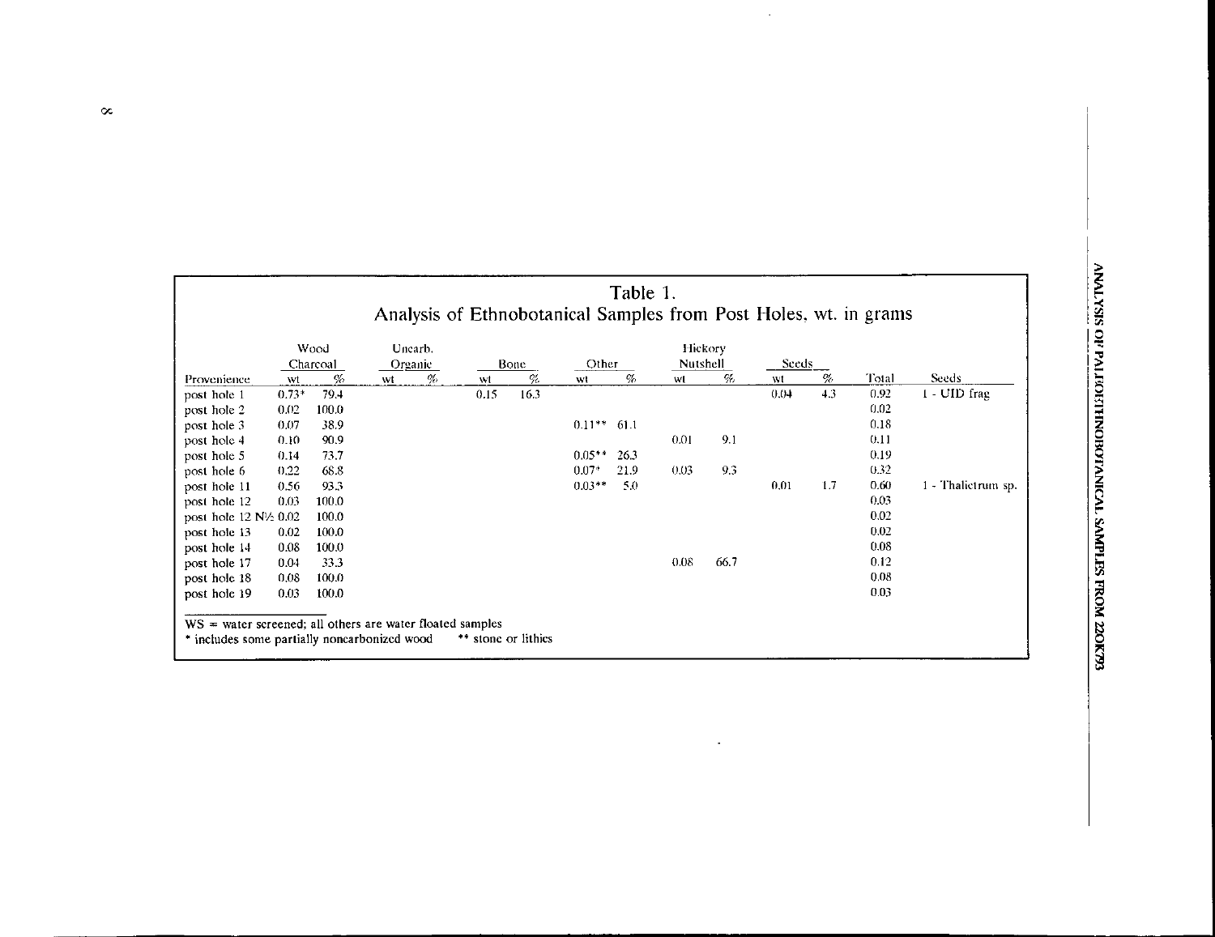## Table 1.
### Analysis of Ethnobotanical Samples from Post Holes, wt. in grams

| Provenience | Wood Charcoal | | Unearb. Organic | | Bone | | Other | | Hickory Nutshell | | Seeds | | Total | Seeds |
|---|---|---|---|---|---|---|---|---|---|---|---|---|---|---|
| | wt | % | wt | % | wt | % | wt | % | wt | % | wt | % | | |
| post hole 1 | 0.73* | 79.4 | | | 0.15 | 16.3 | | | | | 0.04 | 4.3 | 0.92 | 1 - UID frag |
| post hole 2 | 0.02 | 100.0 | | | | | | | | | | | 0.02 | |
| post hole 3 | 0.07 | 38.9 | | | | | 0.11** | 61.1 | | | | | 0.18 | |
| post hole 4 | 0.10 | 90.9 | | | | | | | 0.01 | 9.1 | | | 0.11 | |
| post hole 5 | 0.14 | 73.7 | | | | | 0.05** | 26.3 | | | | | 0.19 | |
| post hole 6 | 0.22 | 68.8 | | | | | 0.07* | 21.9 | 0.03 | 9.3 | | | 0.32 | |
| post hole 11 | 0.56 | 93.3 | | | | | 0.03** | 5.0 | | | 0.01 | 1.7 | 0.60 | 1 - Thalictrum sp. |
| post hole 12 | 0.03 | 100.0 | | | | | | | | | | | 0.03 | |
| post hole 12 N½ | 0.02 | 100.0 | | | | | | | | | | | 0.02 | |
| post hole 13 | 0.02 | 100.0 | | | | | | | | | | | 0.02 | |
| post hole 14 | 0.08 | 100.0 | | | | | | | | | | | 0.08 | |
| post hole 17 | 0.04 | 33.3 | | | | | | | 0.08 | 66.7 | | | 0.12 | |
| post hole 18 | 0.08 | 100.0 | | | | | | | | | | | 0.08 | |
| post hole 19 | 0.03 | 100.0 | | | | | | | | | | | 0.03 | |

WS = water screened; all others are water floated samples
* includes some partially noncarbonized wood ** stone or lithics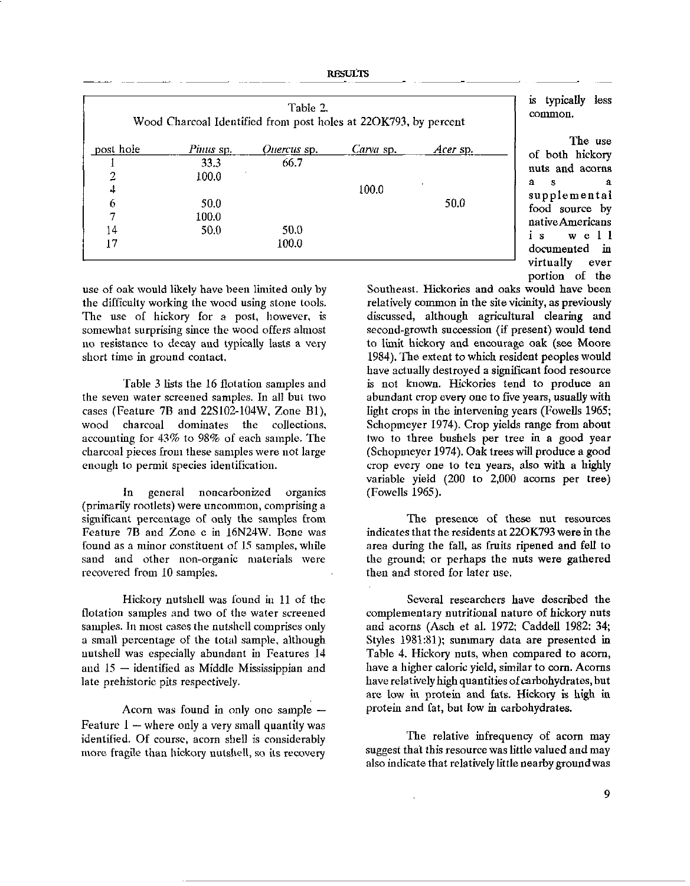Table 2.
Wood Charcoal Identified from post holes at 22OK793, by percent

| post hole | *Pinus* sp. | *Quercus* sp. | *Carya* sp. | *Acer* sp. |
|---|---|---|---|---|
| 1 | 33.3 | 66.7 | | |
| 2 | 100.0 | | | |
| 4 | | | 100.0 | |
| 6 | 50.0 | | | 50.0 |
| 7 | 100.0 | | | |
| 14 | 50.0 | 50.0 | | |
| 17 | | 100.0 | | |

use of oak would likely have been limited only by the difficulty working the wood using stone tools. The use of hickory for a post, however, is somewhat surprising since the wood offers almost no resistance to decay and typically lasts a very short time in ground contact.

Table 3 lists the 16 flotation samples and the seven water screened samples. In all but two cases (Feature 7B and 22S102-104W, Zone B1), wood charcoal dominates the collections, accounting for 43% to 98% of each sample. The charcoal pieces from these samples were not large enough to permit species identification.

In general noncarbonized organics (primarily rootlets) were uncommon, comprising a significant percentage of only the samples from Feature 7B and Zone c in 16N24W. Bone was found as a minor constituent of 15 samples, while sand and other non-organic materials were recovered from 10 samples.

Hickory nutshell was found in 11 of the flotation samples and two of the water screened samples. In most cases the nutshell comprises only a small percentage of the total sample, although nutshell was especially abundant in Features 14 and 15 — identified as Middle Mississippian and late prehistoric pits respectively.

Acorn was found in only one sample — Feature 1 — where only a very small quantity was identified. Of course, acorn shell is considerably more fragile than hickory nutshell, so its recovery is typically less common.

The use of both hickory nuts and acorns as a supplemental food source by native Americans is well documented in virtually ever portion of the Southeast. Hickories and oaks would have been relatively common in the site vicinity, as previously discussed, although agricultural clearing and second-growth succession (if present) would tend to limit hickory and encourage oak (see Moore 1984). The extent to which resident peoples would have actually destroyed a significant food resource is not known. Hickories tend to produce an abundant crop every one to five years, usually with light crops in the intervening years (Fowells 1965; Schopmeyer 1974). Crop yields range from about two to three bushels per tree in a good year (Schopmeyer 1974). Oak trees will produce a good crop every one to ten years, also with a highly variable yield (200 to 2,000 acorns per tree) (Fowells 1965).

The presence of these nut resources indicates that the residents at 22OK793 were in the area during the fall, as fruits ripened and fell to the ground; or perhaps the nuts were gathered then and stored for later use.

Several researchers have described the complementary nutritional nature of hickory nuts and acorns (Asch et al. 1972; Caddell 1982: 34; Styles 1981:81); summary data are presented in Table 4. Hickory nuts, when compared to acorn, have a higher caloric yield, similar to corn. Acorns have relatively high quantities of carbohydrates, but are low in protein and fats. Hickory is high in protein and fat, but low in carbohydrates.

The relative infrequency of acorn may suggest that this resource was little valued and may also indicate that relatively little nearby ground was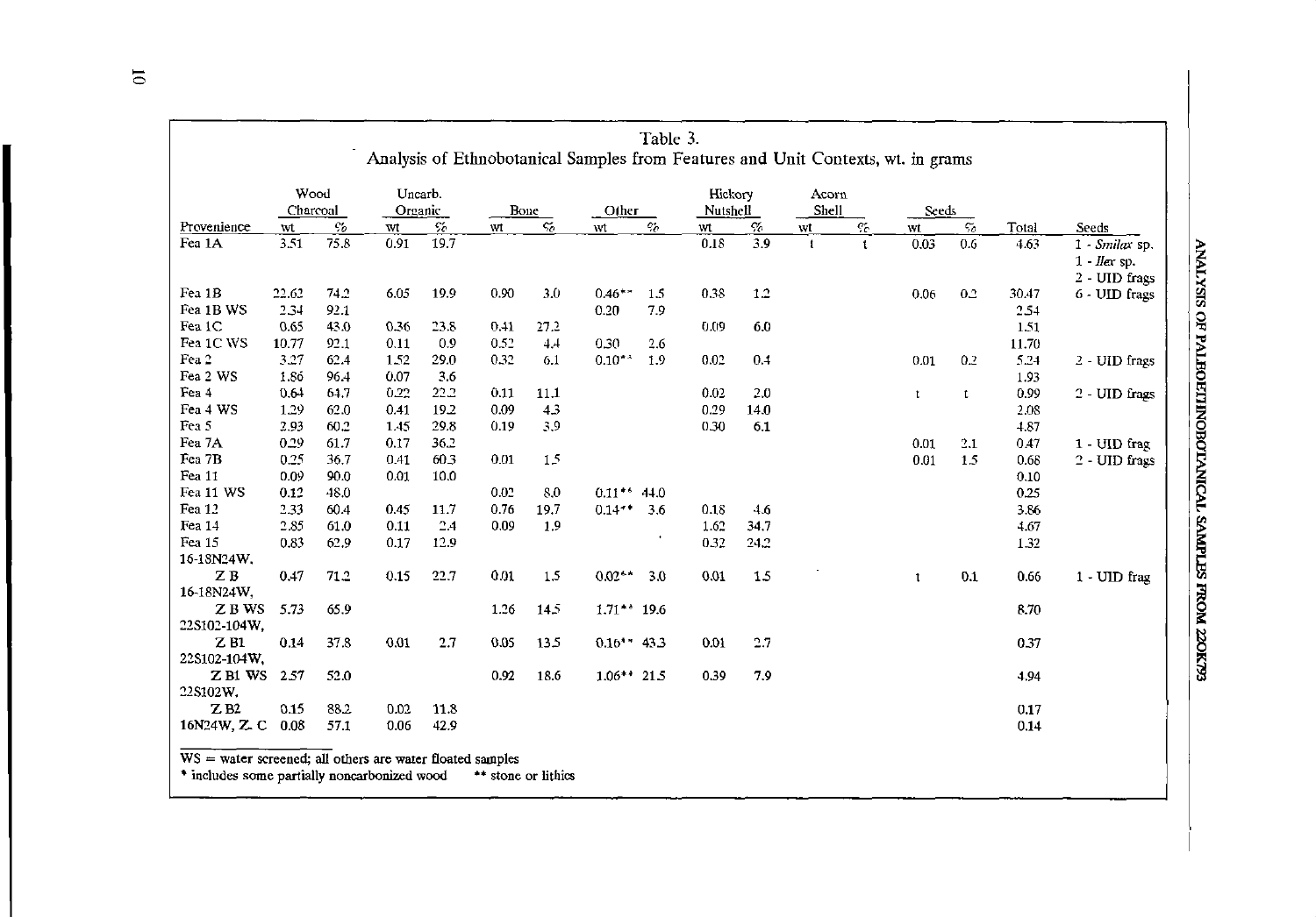### Table 3. Analysis of Ethnobotanical Samples from Features and Unit Contexts, wt. in grams

| Provenience | Wood Charcoal | | Uncarb. Organic | | Bone | | Other | | Hickory Nutshell | | Acorn Shell | | Seeds | | Total | Seeds |
|---|---|---|---|---|---|---|---|---|---|---|---|---|---|---|---|---|
| | wt | % | wt | % | wt | % | wt | % | wt | % | wt | % | wt | % | | |
| Fea 1A | 3.51 | 75.8 | 0.91 | 19.7 | | | | | 0.18 | 3.9 | t | t | 0.03 | 0.6 | 4.63 | 1 - *Smilax* sp. 1 - *Ilex* sp. 2 - UID frags |
| Fea 1B | 22.62 | 74.2 | 6.05 | 19.9 | 0.90 | 3.0 | 0.46** | 1.5 | 0.38 | 1.2 | | | 0.06 | 0.2 | 30.47 | 6 - UID frags |
| Fea 1B WS | 2.34 | 92.1 | | | | | 0.20 | 7.9 | | | | | | | 2.54 | |
| Fea 1C | 0.65 | 43.0 | 0.36 | 23.8 | 0.41 | 27.2 | | | 0.09 | 6.0 | | | | | 1.51 | |
| Fea 1C WS | 10.77 | 92.1 | 0.11 | 0.9 | 0.52 | 4.4 | 0.30 | 2.6 | | | | | | | 11.70 | |
| Fea 2 | 3.27 | 62.4 | 1.52 | 29.0 | 0.32 | 6.1 | 0.10** | 1.9 | 0.02 | 0.4 | | | 0.01 | 0.2 | 5.24 | 2 - UID frags |
| Fea 2 WS | 1.86 | 96.4 | 0.07 | 3.6 | | | | | | | | | | | 1.93 | |
| Fea 4 | 0.64 | 64.7 | 0.22 | 22.2 | 0.11 | 11.1 | | | 0.02 | 2.0 | | | t | t | 0.99 | 2 - UID frags |
| Fea 4 WS | 1.29 | 62.0 | 0.41 | 19.2 | 0.09 | 4.3 | | | 0.29 | 14.0 | | | | | 2.08 | |
| Fea 5 | 2.93 | 60.2 | 1.45 | 29.8 | 0.19 | 3.9 | | | 0.30 | 6.1 | | | | | 4.87 | |
| Fea 7A | 0.29 | 61.7 | 0.17 | 36.2 | | | | | | | | | 0.01 | 2.1 | 0.47 | 1 - UID frag |
| Fea 7B | 0.25 | 36.7 | 0.41 | 60.3 | 0.01 | 1.5 | | | | | | | 0.01 | 1.5 | 0.68 | 2 - UID frags |
| Fea 11 | 0.09 | 90.0 | 0.01 | 10.0 | | | | | | | | | | | 0.10 | |
| Fea 11 WS | 0.12 | 48.0 | | | 0.02 | 8.0 | 0.11** | 44.0 | | | | | | | 0.25 | |
| Fea 12 | 2.33 | 60.4 | 0.45 | 11.7 | 0.76 | 19.7 | 0.14** | 3.6 | 0.18 | 4.6 | | | | | 3.86 | |
| Fea 14 | 2.85 | 61.0 | 0.11 | 2.4 | 0.09 | 1.9 | | | 1.62 | 34.7 | | | | | 4.67 | |
| Fea 15 | 0.83 | 62.9 | 0.17 | 12.9 | | | | | 0.32 | 24.2 | | | | | 1.32 | |
| 16-18N24W, Z B | 0.47 | 71.2 | 0.15 | 22.7 | 0.01 | 1.5 | 0.02** | 3.0 | 0.01 | 1.5 | | | t | 0.1 | 0.66 | 1 - UID frag |
| 16-18N24W, Z B WS | 5.73 | 65.9 | | | 1.26 | 14.5 | 1.71** | 19.6 | | | | | | | 8.70 | |
| 22S102-104W, Z B1 | 0.14 | 37.8 | 0.01 | 2.7 | 0.05 | 13.5 | 0.16** | 43.3 | 0.01 | 2.7 | | | | | 0.37 | |
| 22S102-104W, Z B1 WS | 2.57 | 52.0 | | | 0.92 | 18.6 | 1.06** | 21.5 | 0.39 | 7.9 | | | | | 4.94 | |
| 22S102W, Z B2 | 0.15 | 88.2 | 0.02 | 11.8 | | | | | | | | | | | 0.17 | |
| 16N24W, Z. C | 0.08 | 57.1 | 0.06 | 42.9 | | | | | | | | | | | 0.14 | |

WS = water screened; all others are water floated samples
* includes some partially noncarbonized wood    ** stone or lithics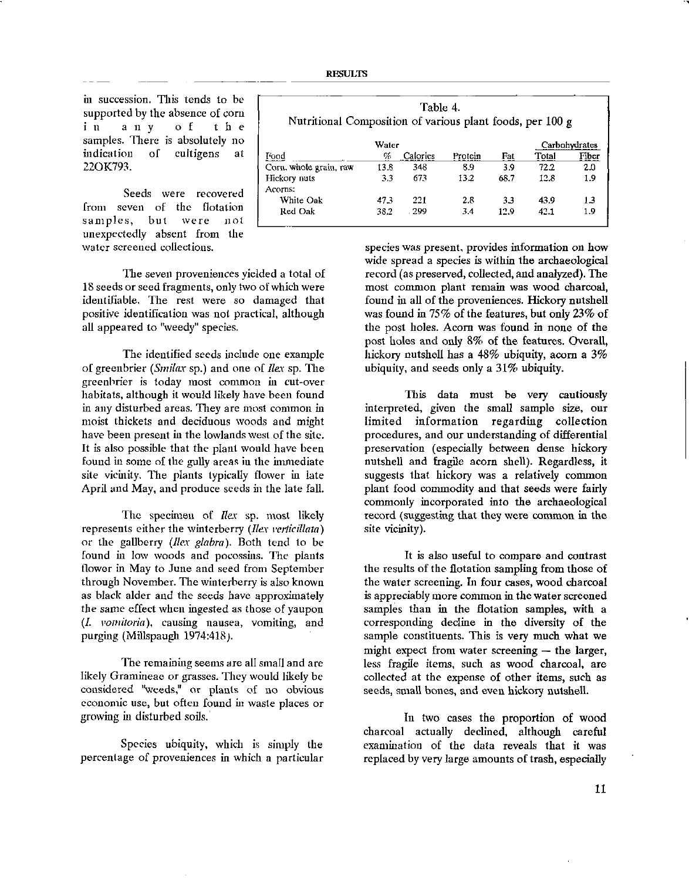in succession. This tends to be supported by the absence of corn in any of the samples. There is absolutely no indication of cultigens at 22OK793.

Table 4.
Nutritional Composition of various plant foods, per 100 g

| Food | Water % | Calories | Protein | Fat | Carbohydrates Total | Carbohydrates Fiber |
|---|---|---|---|---|---|---|
| Corn, whole grain, raw | 13.8 | 348 | 8.9 | 3.9 | 72.2 | 2.0 |
| Hickory nuts | 3.3 | 673 | 13.2 | 68.7 | 12.8 | 1.9 |
| Acorns: | | | | | | |
| White Oak | 47.3 | 221 | 2.8 | 3.3 | 43.9 | 1.3 |
| Red Oak | 38.2 | 299 | 3.4 | 12.9 | 42.1 | 1.9 |

Seeds were recovered from seven of the flotation samples, but were not unexpectedly absent from the water screened collections.

The seven proveniences yielded a total of 18 seeds or seed fragments, only two of which were identifiable. The rest were so damaged that positive identification was not practical, although all appeared to "weedy" species.

The identified seeds include one example of greenbrier (*Smilax* sp.) and one of *Ilex* sp. The greenbrier is today most common in cut-over habitats, although it would likely have been found in any disturbed areas. They are most common in moist thickets and deciduous woods and might have been present in the lowlands west of the site. It is also possible that the plant would have been found in some of the gully areas in the immediate site vicinity. The plants typically flower in late April and May, and produce seeds in the late fall.

The specimen of *Ilex* sp. most likely represents either the winterberry (*Ilex verticillata*) or the gallberry (*Ilex glabra*). Both tend to be found in low woods and pocossins. The plants flower in May to June and seed from September through November. The winterberry is also known as black alder and the seeds have approximately the same effect when ingested as those of yaupon (*I. vomitoria*), causing nausea, vomiting, and purging (Millspaugh 1974:418).

The remaining seems are all small and are likely Gramineae or grasses. They would likely be considered "weeds," or plants of no obvious economic use, but often found in waste places or growing in disturbed soils.

Species ubiquity, which is simply the percentage of proveniences in which a particular species was present, provides information on how wide spread a species is within the archaeological record (as preserved, collected, and analyzed). The most common plant remain was wood charcoal, found in all of the proveniences. Hickory nutshell was found in 75% of the features, but only 23% of the post holes. Acorn was found in none of the post holes and only 8% of the features. Overall, hickory nutshell has a 48% ubiquity, acorn a 3% ubiquity, and seeds only a 31% ubiquity.

This data must be very cautiously interpreted, given the small sample size, our limited information regarding collection procedures, and our understanding of differential preservation (especially between dense hickory nutshell and fragile acorn shell). Regardless, it suggests that hickory was a relatively common plant food commodity and that seeds were fairly commonly incorporated into the archaeological record (suggesting that they were common in the site vicinity).

It is also useful to compare and contrast the results of the flotation sampling from those of the water screening. In four cases, wood charcoal is appreciably more common in the water screened samples than in the flotation samples, with a corresponding decline in the diversity of the sample constituents. This is very much what we might expect from water screening — the larger, less fragile items, such as wood charcoal, are collected at the expense of other items, such as seeds, small bones, and even hickory nutshell.

In two cases the proportion of wood charcoal actually declined, although careful examination of the data reveals that it was replaced by very large amounts of trash, especially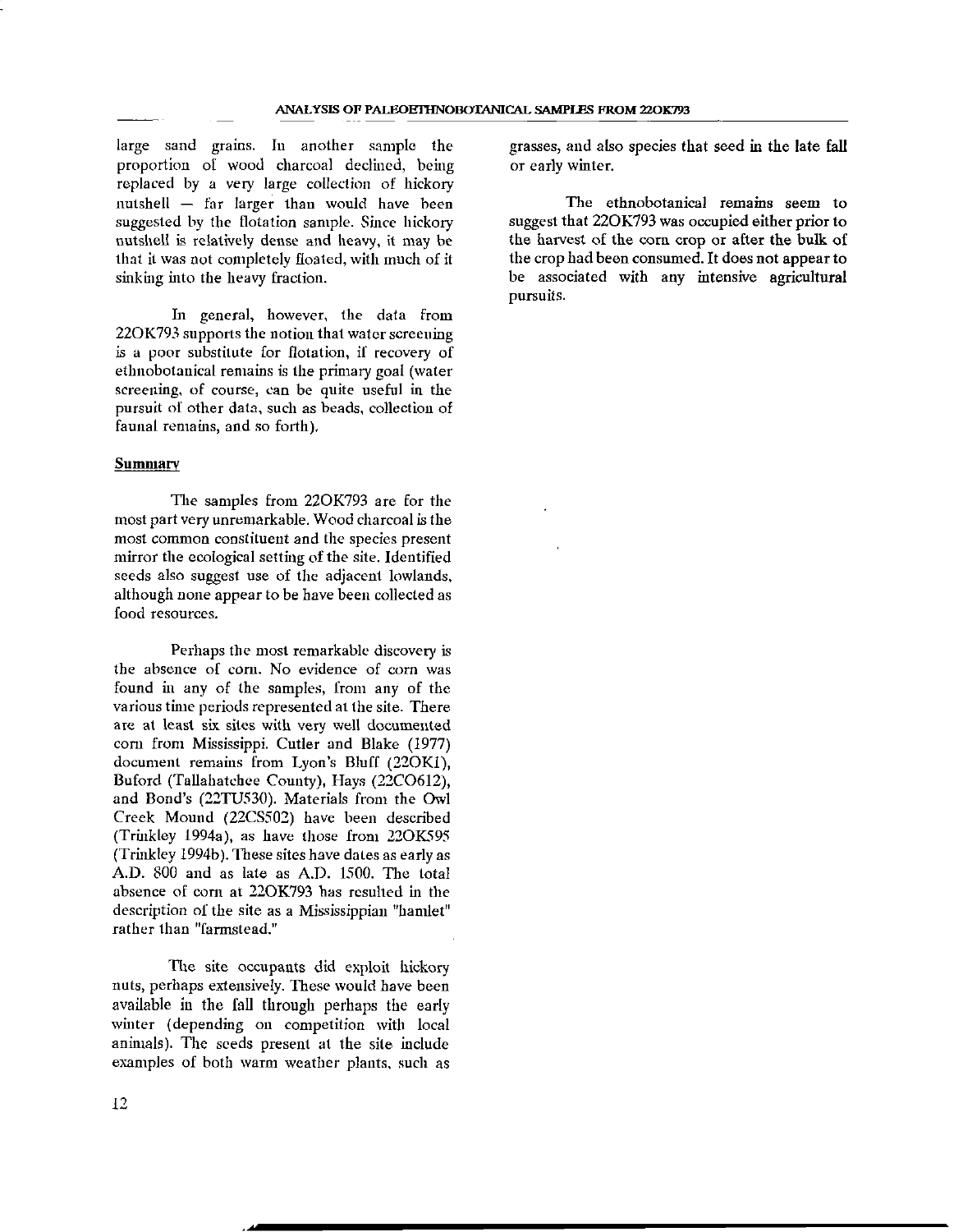large sand grains. In another sample the proportion of wood charcoal declined, being replaced by a very large collection of hickory nutshell — far larger than would have been suggested by the flotation sample. Since hickory nutshell is relatively dense and heavy, it may be that it was not completely floated, with much of it sinking into the heavy fraction.

In general, however, the data from 22OK793 supports the notion that water screening is a poor substitute for flotation, if recovery of ethnobotanical remains is the primary goal (water screening, of course, can be quite useful in the pursuit of other data, such as beads, collection of faunal remains, and so forth).

## Summary

The samples from 22OK793 are for the most part very unremarkable. Wood charcoal is the most common constituent and the species present mirror the ecological setting of the site. Identified seeds also suggest use of the adjacent lowlands, although none appear to be have been collected as food resources.

Perhaps the most remarkable discovery is the absence of corn. No evidence of corn was found in any of the samples, from any of the various time periods represented at the site. There are at least six sites with very well documented corn from Mississippi. Cutler and Blake (1977) document remains from Lyon's Bluff (22OK1), Buford (Tallahatchee County), Hays (22CO612), and Bond's (22TU530). Materials from the Owl Creek Mound (22CS502) have been described (Trinkley 1994a), as have those from 22OK595 (Trinkley 1994b). These sites have dates as early as A.D. 800 and as late as A.D. 1500. The total absence of corn at 22OK793 has resulted in the description of the site as a Mississippian "hamlet" rather than "farmstead."

The site occupants did exploit hickory nuts, perhaps extensively. These would have been available in the fall through perhaps the early winter (depending on competition with local animals). The seeds present at the site include examples of both warm weather plants, such as grasses, and also species that seed in the late fall or early winter.

The ethnobotanical remains seem to suggest that 22OK793 was occupied either prior to the harvest of the corn crop or after the bulk of the crop had been consumed. It does not appear to be associated with any intensive agricultural pursuits.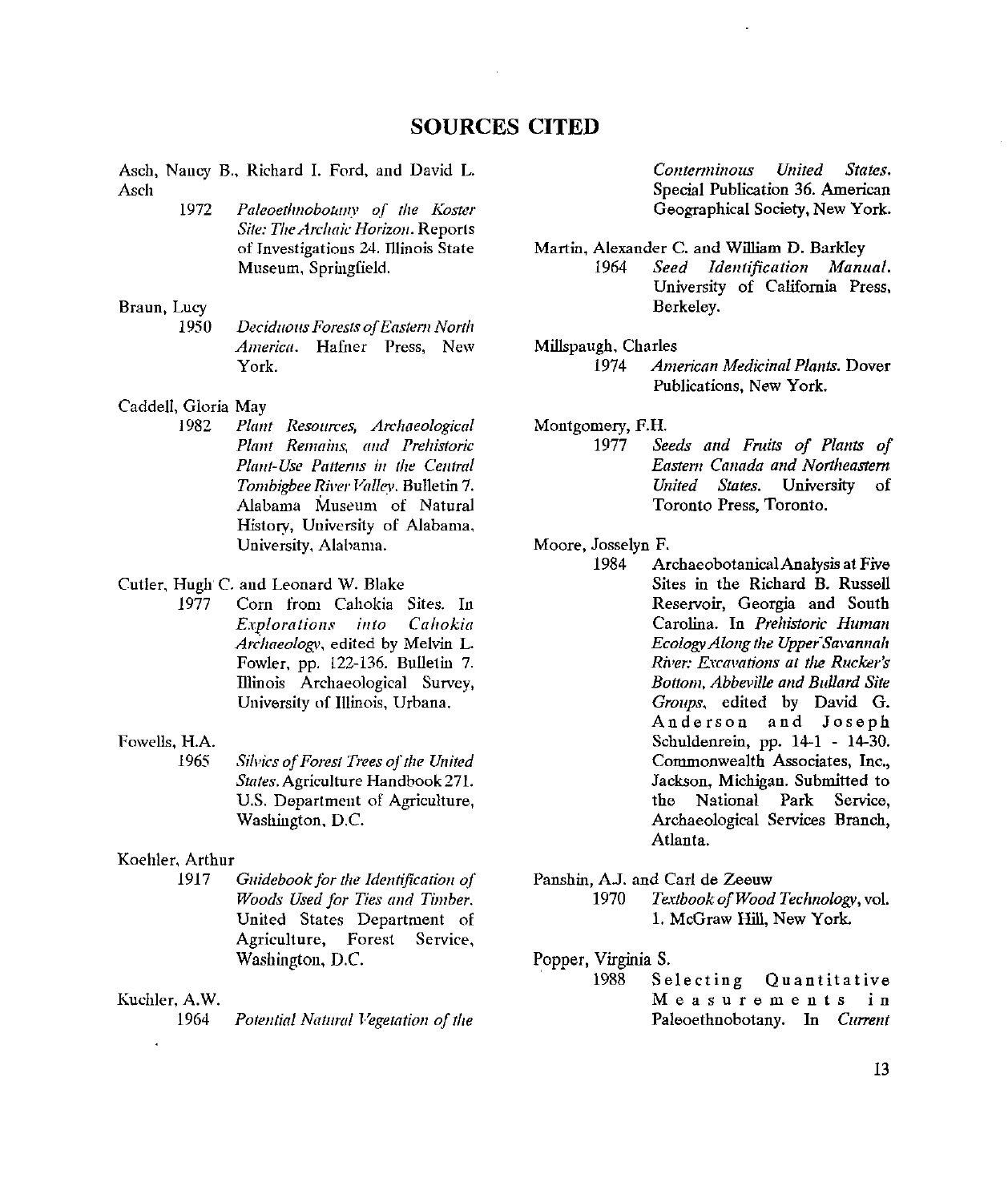# SOURCES CITED

Asch, Nancy B., Richard I. Ford, and David L. Asch

1972 *Paleoethnobotany of the Koster Site: The Archaic Horizon*. Reports of Investigations 24. Illinois State Museum, Springfield.

Braun, Lucy

1950 *Deciduous Forests of Eastern North America*. Hafner Press, New York.

Caddell, Gloria May

1982 *Plant Resources, Archaeological Plant Remains, and Prehistoric Plant-Use Patterns in the Central Tombigbee River Valley*. Bulletin 7. Alabama Museum of Natural History, University of Alabama, University, Alabama.

Cutler, Hugh C. and Leonard W. Blake

1977 Corn from Cahokia Sites. In *Explorations into Cahokia Archaeology*, edited by Melvin L. Fowler, pp. 122-136. Bulletin 7. Illinois Archaeological Survey, University of Illinois, Urbana.

Fowells, H.A.

1965 *Silvics of Forest Trees of the United States*. Agriculture Handbook 271. U.S. Department of Agriculture, Washington, D.C.

Koehler, Arthur

1917 *Guidebook for the Identification of Woods Used for Ties and Timber*. United States Department of Agriculture, Forest Service, Washington, D.C.

Kuchler, A.W.

1964 *Potential Natural Vegetation of the Conterminous United States*. Special Publication 36. American Geographical Society, New York.

Martin, Alexander C. and William D. Barkley

1964 *Seed Identification Manual*. University of California Press, Berkeley.

Millspaugh, Charles

1974 *American Medicinal Plants*. Dover Publications, New York.

Montgomery, F.H.

1977 *Seeds and Fruits of Plants of Eastern Canada and Northeastern United States*. University of Toronto Press, Toronto.

Moore, Josselyn F.

1984 Archaeobotanical Analysis at Five Sites in the Richard B. Russell Reservoir, Georgia and South Carolina. In *Prehistoric Human Ecology Along the Upper Savannah River: Excavations at the Rucker's Bottom, Abbeville and Bullard Site Groups*, edited by David G. Anderson and Joseph Schuldenrein, pp. 14-1 - 14-30. Commonwealth Associates, Inc., Jackson, Michigan. Submitted to the National Park Service, Archaeological Services Branch, Atlanta.

Panshin, A.J. and Carl de Zeeuw

1970 *Textbook of Wood Technology*, vol. 1. McGraw Hill, New York.

Popper, Virginia S.

1988 Selecting Quantitative Measurements in Paleoethnobotany. In *Current*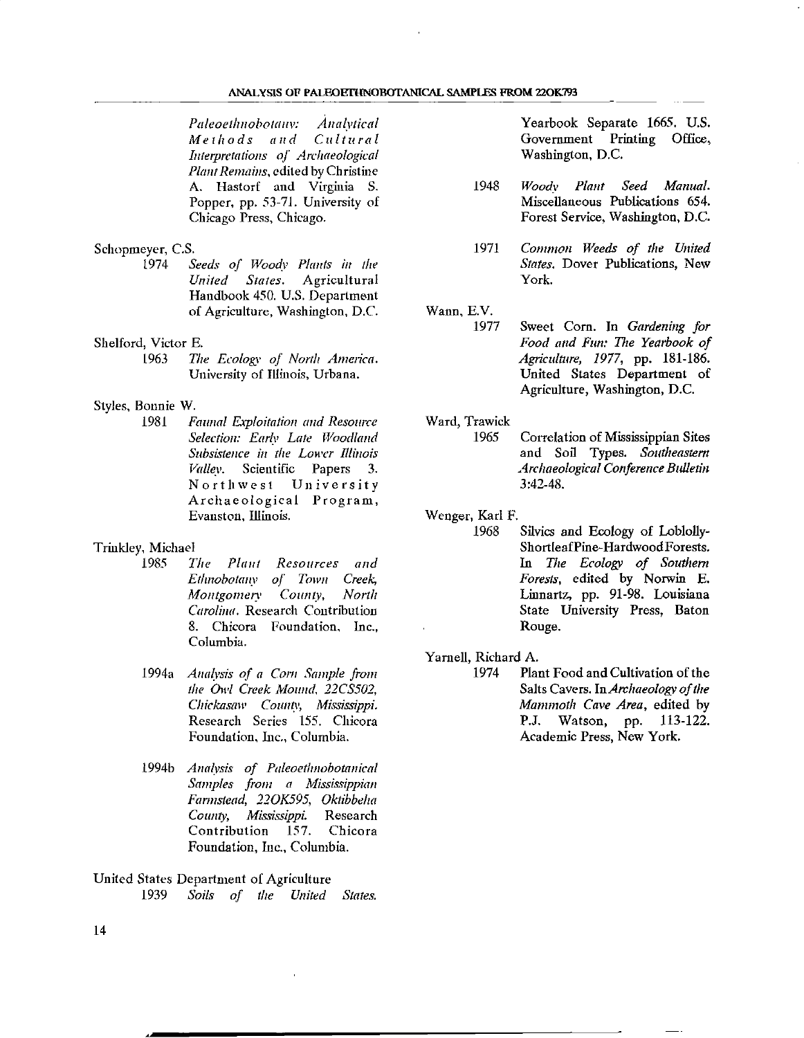*Paleoethnobotany: Analytical Methods and Cultural Interpretations of Archaeological Plant Remains*, edited by Christine A. Hastorf and Virginia S. Popper, pp. 53-71. University of Chicago Press, Chicago.

Schopmeyer, C.S.
1974 *Seeds of Woody Plants in the United States*. Agricultural Handbook 450. U.S. Department of Agriculture, Washington, D.C.

Shelford, Victor E.
1963 *The Ecology of North America*. University of Illinois, Urbana.

Styles, Bonnie W.
1981 *Faunal Exploitation and Resource Selection: Early Late Woodland Subsistence in the Lower Illinois Valley*. Scientific Papers 3. Northwest University Archaeological Program, Evanston, Illinois.

Trinkley, Michael
1985 *The Plant Resources and Ethnobotany of Town Creek, Montgomery County, North Carolina*. Research Contribution 8. Chicora Foundation, Inc., Columbia.

1994a *Analysis of a Corn Sample from the Owl Creek Mound, 22CS502, Chickasaw County, Mississippi*. Research Series 155. Chicora Foundation, Inc., Columbia.

1994b *Analysis of Paleoethnobotanical Samples from a Mississippian Farmstead, 22OK595, Oktibbeha County, Mississippi*. Research Contribution 157. Chicora Foundation, Inc., Columbia.

United States Department of Agriculture
1939 *Soils of the United States*. Yearbook Separate 1665. U.S. Government Printing Office, Washington, D.C.

1948 *Woody Plant Seed Manual*. Miscellaneous Publications 654. Forest Service, Washington, D.C.

1971 *Common Weeds of the United States*. Dover Publications, New York.

Wann, E.V.
1977 Sweet Corn. In *Gardening for Food and Fun: The Yearbook of Agriculture, 1977*, pp. 181-186. United States Department of Agriculture, Washington, D.C.

Ward, Trawick
1965 Correlation of Mississippian Sites and Soil Types. *Southeastern Archaeological Conference Bulletin* 3:42-48.

Wenger, Karl F.
1968 Silvics and Ecology of Loblolly-ShortleafPine-HardwoodForests. In *The Ecology of Southern Forests*, edited by Norwin E. Linnartz, pp. 91-98. Louisiana State University Press, Baton Rouge.

Yarnell, Richard A.
1974 Plant Food and Cultivation of the Salts Cavers. In *Archaeology of the Mammoth Cave Area*, edited by P.J. Watson, pp. 113-122. Academic Press, New York.